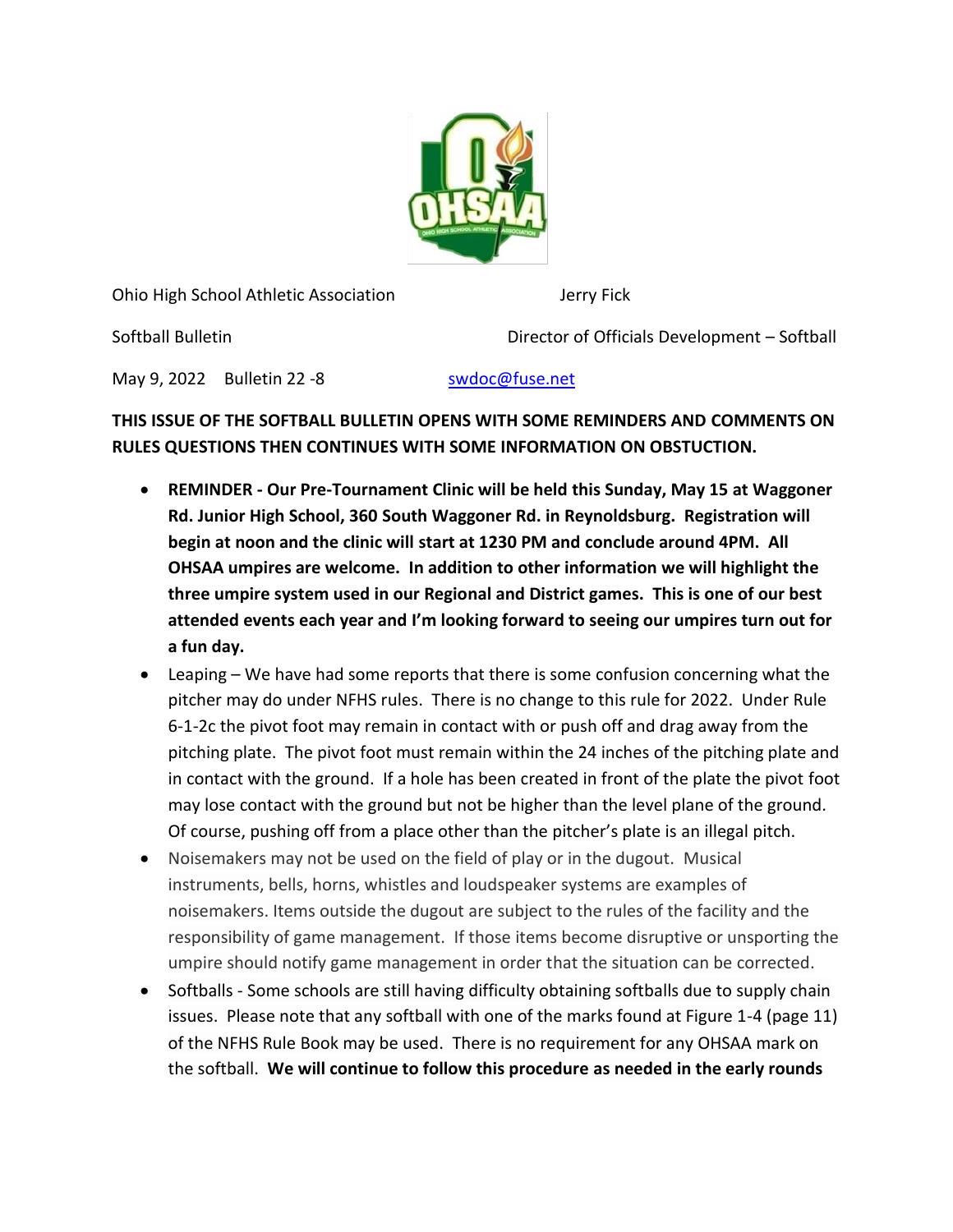Ohio High School Athletic Association

Softball Bulletin

May 9, 2022 Bulletin 22 -8

Jerry Fick

Director of Officials Development – Softball

swdoc@fuse.net

**THIS ISSUE OF THE SOFTBALL BULLETIN OPENS WITH SOME REMINDERS AND COMMENTS ON RULES QUESTIONS THEN CONTINUES WITH SOME INFORMATION ON OBSTUCTION.**

- **REMINDER - Our Pre-Tournament Clinic will be held this Sunday, May 15 at Waggoner Rd. Junior High School, 360 South Waggoner Rd. in Reynoldsburg. Registration will begin at noon and the clinic will start at 1230 PM and conclude around 4PM. All OHSAA umpires are welcome. In addition to other information we will highlight the three umpire system used in our Regional and District games. This is one of our best attended events each year and I'm looking forward to seeing our umpires turn out for a fun day.**
- Leaping – We have had some reports that there is some confusion concerning what the pitcher may do under NFHS rules. There is no change to this rule for 2022. Under Rule 6-1-2c the pivot foot may remain in contact with or push off and drag away from the pitching plate. The pivot foot must remain within the 24 inches of the pitching plate and in contact with the ground. If a hole has been created in front of the plate the pivot foot may lose contact with the ground but not be higher than the level plane of the ground. Of course, pushing off from a place other than the pitcher's plate is an illegal pitch.
- Noisemakers may not be used on the field of play or in the dugout. Musical instruments, bells, horns, whistles and loudspeaker systems are examples of noisemakers. Items outside the dugout are subject to the rules of the facility and the responsibility of game management. If those items become disruptive or unsporting the umpire should notify game management in order that the situation can be corrected.
- Softballs - Some schools are still having difficulty obtaining softballs due to supply chain issues. Please note that any softball with one of the marks found at Figure 1-4 (page 11) of the NFHS Rule Book may be used. There is no requirement for any OHSAA mark on the softball. **We will continue to follow this procedure as needed in the early rounds**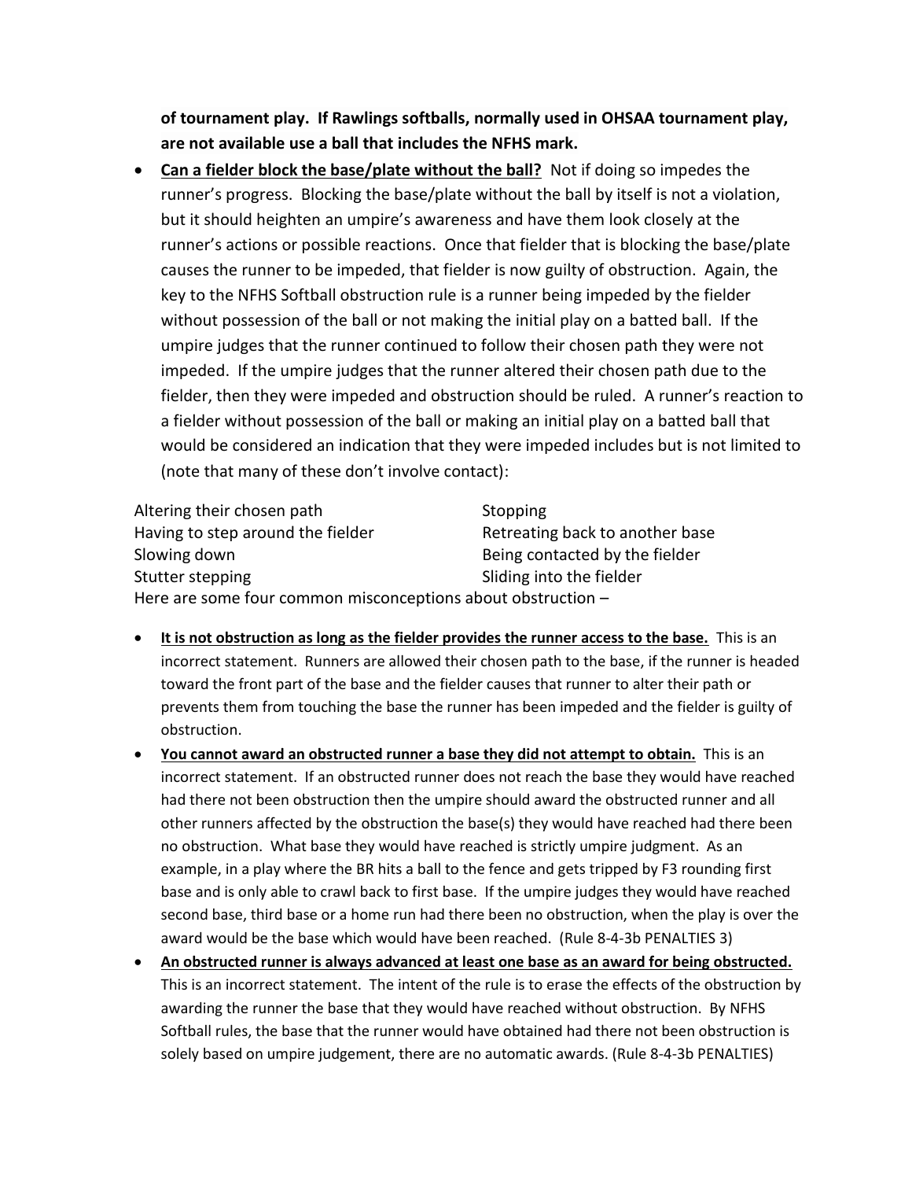**of tournament play. If Rawlings softballs, normally used in OHSAA tournament play, are not available use a ball that includes the NFHS mark.**

- **Can a fielder block the base/plate without the ball?** Not if doing so impedes the runner's progress. Blocking the base/plate without the ball by itself is not a violation, but it should heighten an umpire's awareness and have them look closely at the runner's actions or possible reactions. Once that fielder that is blocking the base/plate causes the runner to be impeded, that fielder is now guilty of obstruction. Again, the key to the NFHS Softball obstruction rule is a runner being impeded by the fielder without possession of the ball or not making the initial play on a batted ball. If the umpire judges that the runner continued to follow their chosen path they were not impeded. If the umpire judges that the runner altered their chosen path due to the fielder, then they were impeded and obstruction should be ruled. A runner's reaction to a fielder without possession of the ball or making an initial play on a batted ball that would be considered an indication that they impeded includes but is not limited to (note that many of these don't involve contact):

| | |
|---|---|
| Altering their chosen path | Stopping |
| Having to step around the fielder | Retreating back to another base |
| Slowing down | Being contacted by the fielder |
| Stutter stepping | Sliding into the fielder |

Here are some four common misconceptions about obstruction –

- **It is not obstruction as long as the fielder provides the runner access to the base.** This is an incorrect statement. Runners are allowed their chosen path to the base, if the runner is headed toward the front part of the base and the fielder causes that runner to alter their path or prevents them from touching the base the runner has been impeded and the fielder is guilty of obstruction.
- **You cannot award an obstructed runner a base they did not attempt to obtain.** This is an incorrect statement. If an obstructed runner does not reach the base they would have reached had there not been obstruction then the umpire should award the obstructed runner and all other runners affected by the obstruction the base(s) they would have reached had there been no obstruction. What base they would have reached is strictly umpire judgment. As an example, in a play where the BR hits a ball to the fence and gets tripped by F3 rounding first base and is only able to crawl back to first base. If the umpire judges they would have reached second base, third base or a home run had there been no obstruction, when the play is over the award would be the base which would have been reached. (Rule 8-4-3b PENALTIES 3)
- **An obstructed runner is always advanced at least one base as an award for being obstructed.** This is an incorrect statement. The intent of the rule is to erase the effects of the obstruction by awarding the runner the base that they would have reached without obstruction. By NFHS Softball rules, the base that the runner would have obtained had there not been obstruction is solely based on umpire judgement, there are no automatic awards. (Rule 8-4-3b PENALTIES)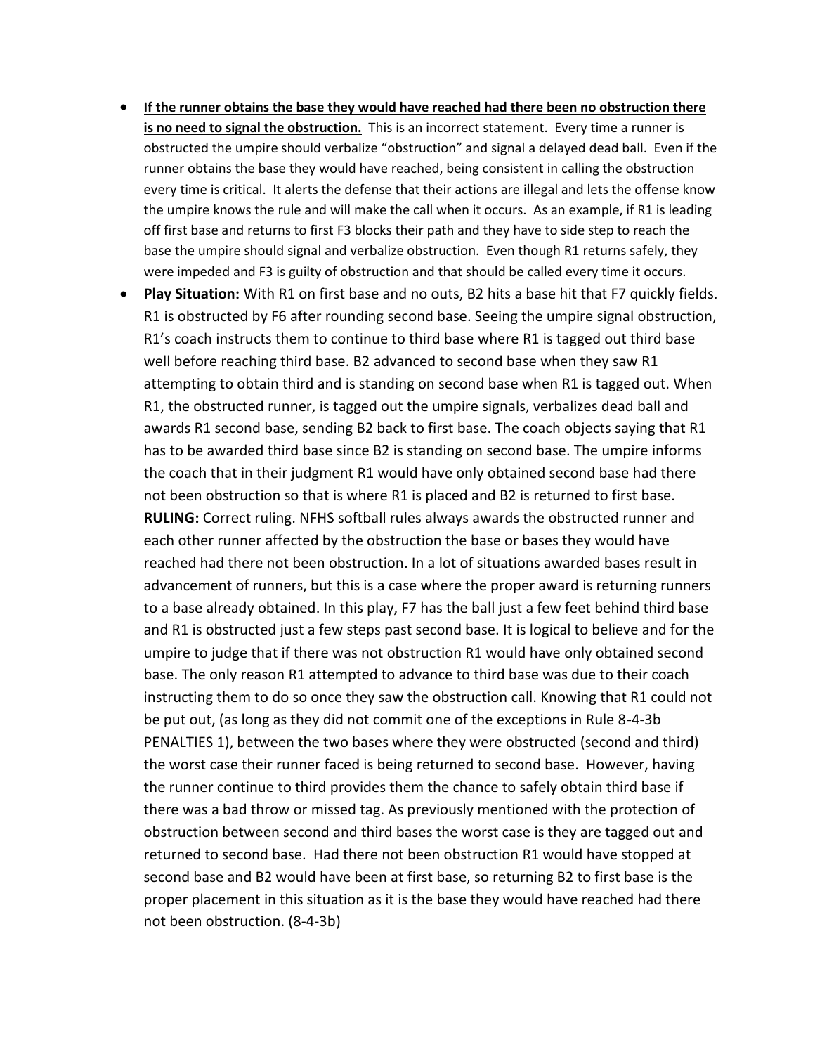- **If the runner obtains the base they would have reached had there been no obstruction there is no need to signal the obstruction.** This is an incorrect statement. Every time a runner is obstructed the umpire should verbalize "obstruction" and signal a delayed dead ball. Even if the runner obtains the base they would have reached, being consistent in calling the obstruction every time is critical. It alerts the defense that their actions are illegal and lets the offense know the umpire knows the rule and will make the call when it occurs. As an example, if R1 is leading off first base and returns to first F3 blocks their path and they have to side step to reach the base the umpire should signal and verbalize obstruction. Even though R1 returns safely, they were impeded and F3 is guilty of obstruction and that should be called every time it occurs.
- **Play Situation:** With R1 on first base and no outs, B2 hits a base hit that F7 quickly fields. R1 is obstructed by F6 after rounding second base. Seeing the umpire signal obstruction, R1's coach instructs them to continue to third base where R1 is tagged out third base well before reaching third base. B2 advanced to second base when they saw R1 attempting to obtain third and is standing on second base when R1 is tagged out. When R1, the obstructed runner, is tagged out the umpire signals, verbalizes dead ball and awards R1 second base, sending B2 back to first base. The coach objects saying that R1 has to be awarded third base since B2 is standing on second base. The umpire informs the coach that in their judgment R1 would have only obtained second base had there not been obstruction so that is where R1 is placed and B2 is returned to first base. **RULING:** Correct ruling. NFHS softball rules always awards the obstructed runner and each other runner affected by the obstruction the base or bases they would have reached had there not been obstruction. In a lot of situations awarded bases result in advancement of runners, but this is a case where the proper award is returning runners to a base already obtained. In this play, F7 has the ball just a few feet behind third base and R1 is obstructed just a few steps past second base. It is logical to believe and for the umpire to judge that if there was not obstruction R1 would have only obtained second base. The only reason R1 attempted to advance to third base was due to their coach instructing them to do so once they saw the obstruction call. Knowing that R1 could not be put out, (as long as they did not commit one of the exceptions in Rule 8-4-3b PENALTIES 1), between the two bases where they were obstructed (second and third) the worst case their runner faced is being returned to second base. However, having the runner continue to third provides them the chance to safely obtain third base if there was a bad throw or missed tag. As previously mentioned with the protection of obstruction between second and third bases the worst case is they are tagged out and returned to second base. Had there not been obstruction R1 would have stopped at second base and B2 would have been at first base, so returning B2 to first base is the proper placement in this situation as it is the base they would have reached had there not been obstruction. (8-4-3b)